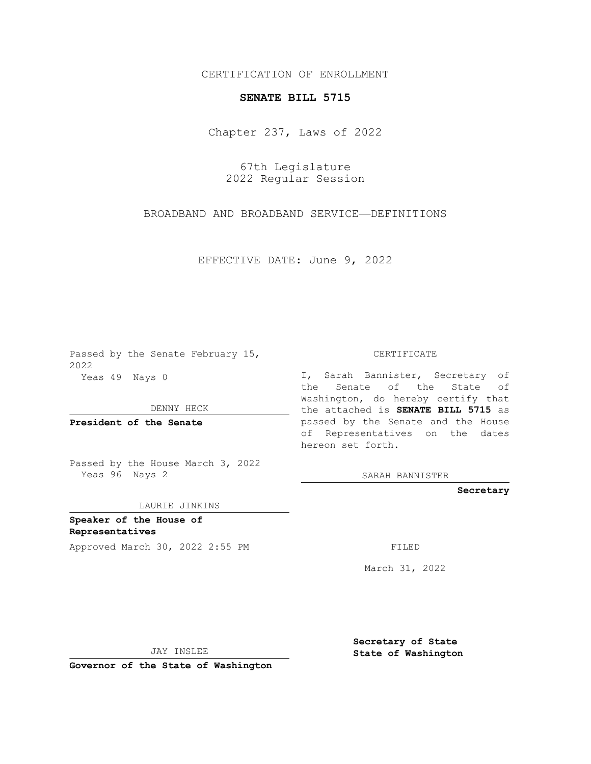CERTIFICATION OF ENROLLMENT

**SENATE BILL 5715**

Chapter 237, Laws of 2022

67th Legislature
2022 Regular Session

BROADBAND AND BROADBAND SERVICE—DEFINITIONS

EFFECTIVE DATE: June 9, 2022

Passed by the Senate February 15, 2022
Yeas 49 Nays 0

DENNY HECK

**President of the Senate**

Passed by the House March 3, 2022
Yeas 96 Nays 2

LAURIE JINKINS

**Speaker of the House of Representatives**

Approved March 30, 2022 2:55 PM

JAY INSLEE

**Governor of the State of Washington**

CERTIFICATE

I, Sarah Bannister, Secretary of the Senate of the State of Washington, do hereby certify that the attached is **SENATE BILL 5715** as passed by the Senate and the House of Representatives on the dates hereon set forth.

SARAH BANNISTER

**Secretary**

FILED

March 31, 2022

**Secretary of State**
**State of Washington**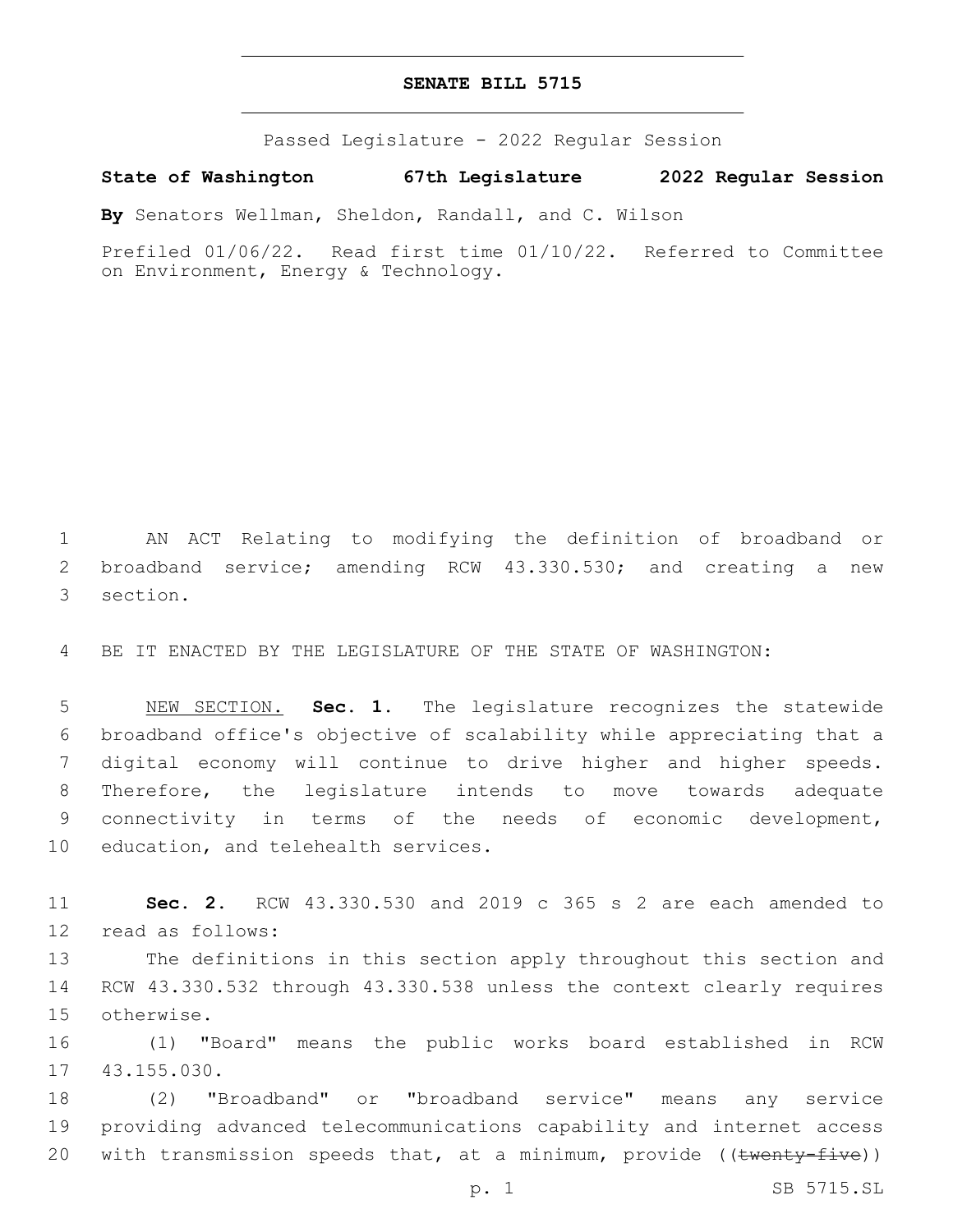# SENATE BILL 5715

Passed Legislature - 2022 Regular Session

**State of Washington 67th Legislature 2022 Regular Session**

**By** Senators Wellman, Sheldon, Randall, and C. Wilson

Prefiled 01/06/22. Read first time 01/10/22. Referred to Committee on Environment, Energy & Technology.

AN ACT Relating to modifying the definition of broadband or broadband service; amending RCW 43.330.530; and creating a new section.

BE IT ENACTED BY THE LEGISLATURE OF THE STATE OF WASHINGTON:

NEW SECTION. **Sec. 1.** The legislature recognizes the statewide broadband office's objective of scalability while appreciating that a digital economy will continue to drive higher and higher speeds. Therefore, the legislature intends to move towards adequate connectivity in terms of the needs of economic development, education, and telehealth services.

**Sec. 2.** RCW 43.330.530 and 2019 c 365 s 2 are each amended to read as follows:

The definitions in this section apply throughout this section and RCW 43.330.532 through 43.330.538 unless the context clearly requires otherwise.

(1) "Board" means the public works board established in RCW 43.155.030.

(2) "Broadband" or "broadband service" means any service providing advanced telecommunications capability and internet access with transmission speeds that, at a minimum, provide ((~~twenty-five~~))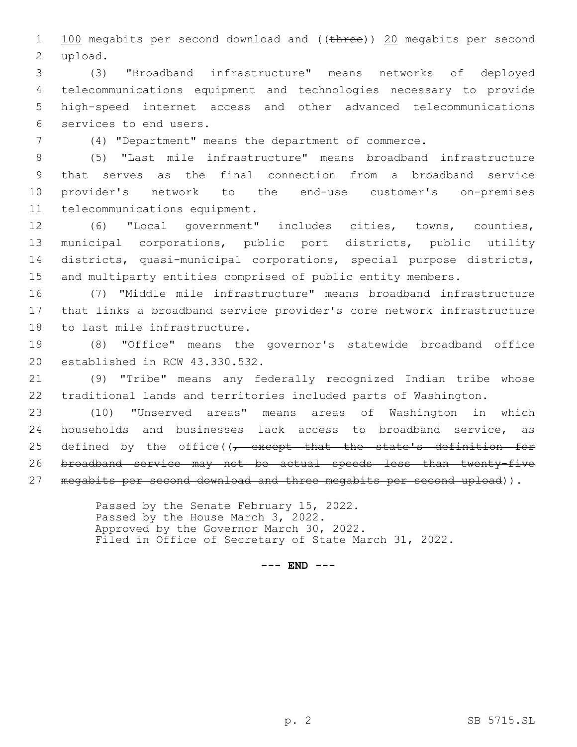100 megabits per second download and ((~~three~~)) 20 megabits per second upload.

(3) "Broadband infrastructure" means networks of deployed telecommunications equipment and technologies necessary to provide high-speed internet access and other advanced telecommunications services to end users.

(4) "Department" means the department of commerce.

(5) "Last mile infrastructure" means broadband infrastructure that serves as the final connection from a broadband service provider's network to the end-use customer's on-premises telecommunications equipment.

(6) "Local government" includes cities, towns, counties, municipal corporations, public port districts, public utility districts, quasi-municipal corporations, special purpose districts, and multiparty entities comprised of public entity members.

(7) "Middle mile infrastructure" means broadband infrastructure that links a broadband service provider's core network infrastructure to last mile infrastructure.

(8) "Office" means the governor's statewide broadband office established in RCW 43.330.532.

(9) "Tribe" means any federally recognized Indian tribe whose traditional lands and territories included parts of Washington.

(10) "Unserved areas" means areas of Washington in which households and businesses lack access to broadband service, as defined by the office((~~, except that the state's definition for broadband service may not be actual speeds less than twenty-five megabits per second download and three megabits per second upload~~)).

Passed by the Senate February 15, 2022.
Passed by the House March 3, 2022.
Approved by the Governor March 30, 2022.
Filed in Office of Secretary of State March 31, 2022.

**--- END ---**